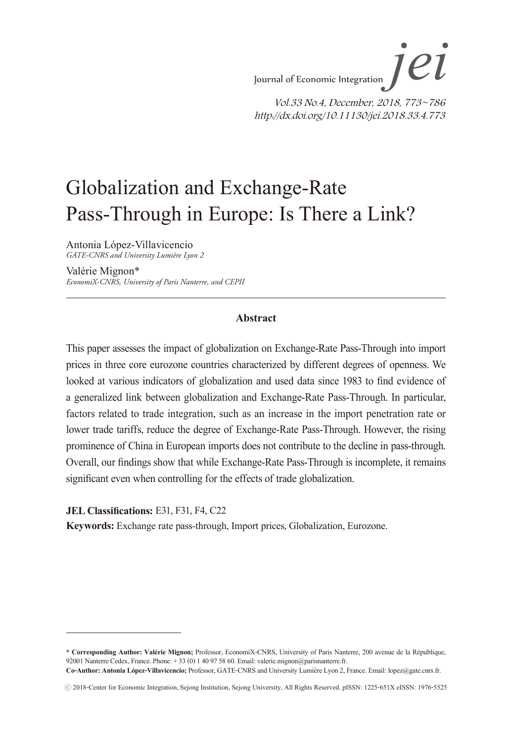# Globalization and Exchange-Rate Pass-Through in Europe: Is There a Link?

Antonia López-Villavicencio
*GATE-CNRS and University Lumière Lyon 2*

Valérie Mignon*
*EconomiX-CNRS, University of Paris Nanterre, and CEPII*

---

**Abstract**

This paper assesses the impact of globalization on Exchange-Rate Pass-Through into import prices in three core eurozone countries characterized by different degrees of openness. We looked at various indicators of globalization and used data since 1983 to find evidence of a generalized link between globalization and Exchange-Rate Pass-Through. In particular, factors related to trade integration, such as an increase in the import penetration rate or lower trade tariffs, reduce the degree of Exchange-Rate Pass-Through. However, the rising prominence of China in European imports does not contribute to the decline in pass-through. Overall, our findings show that while Exchange-Rate Pass-Through is incomplete, it remains significant even when controlling for the effects of trade globalization.

**JEL Classifications:** E31, F31, F4, C22

**Keywords:** Exchange rate pass-through, Import prices, Globalization, Eurozone.

---

**\* Corresponding Author: Valérie Mignon;** Professor, EconomiX-CNRS, University of Paris Nanterre, 200 avenue de la République, 92001 Nanterre Cedex, France. Phone: + 33 (0) 1 40 97 58 60. Email: valerie.mignon@parisnanterre.fr.

**Co-Author: Antonia López-Villavicencio;** Professor, GATE-CNRS and University Lumière Lyon 2, France. Email: lopez@gate.cnrs.fr.

ⓒ 2018-Center for Economic Integration, Sejong Institution, Sejong University, All Rights Reserved. pISSN: 1225-651X eISSN: 1976-5525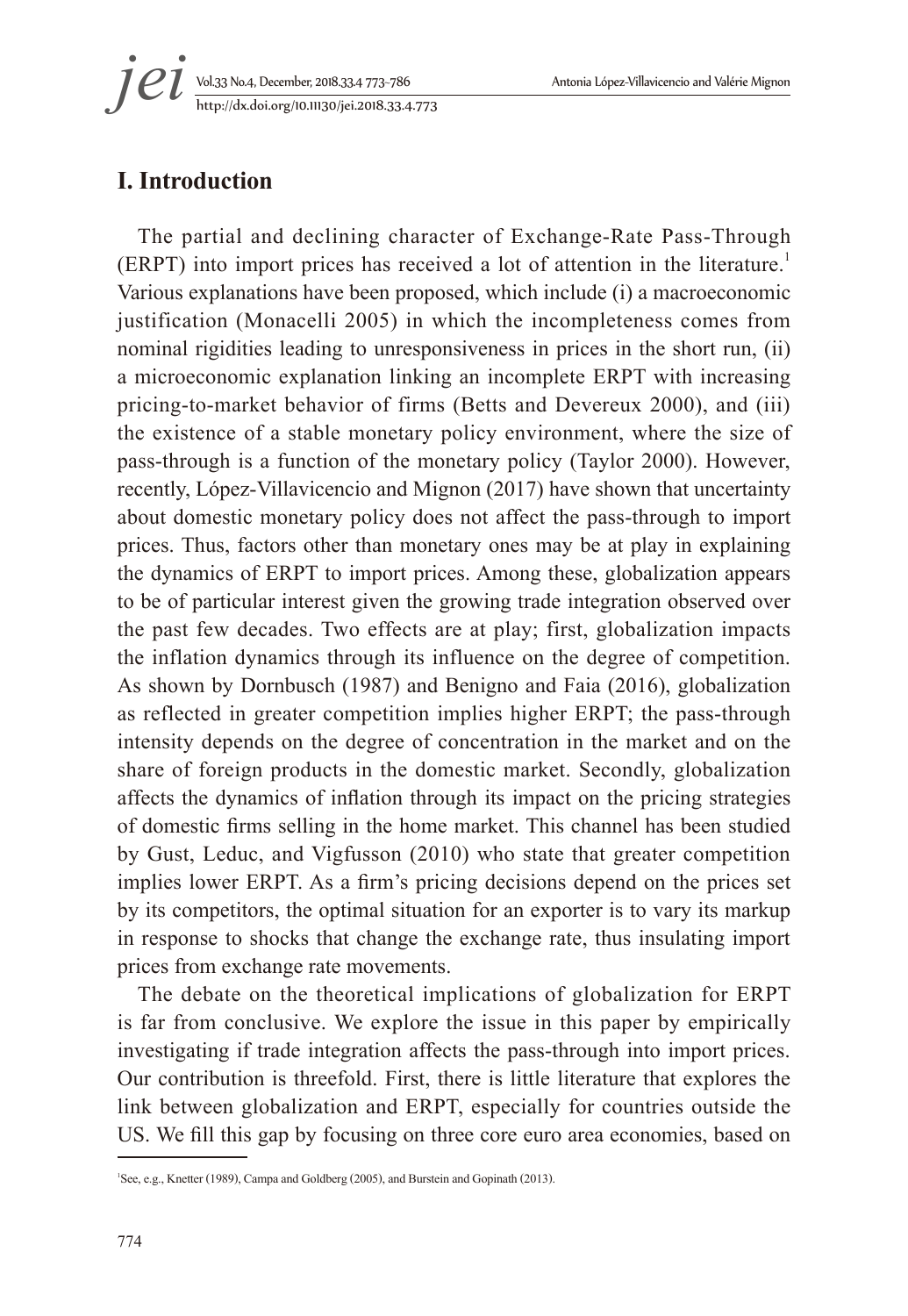## I. Introduction

The partial and declining character of Exchange-Rate Pass-Through (ERPT) into import prices has received a lot of attention in the literature.[1] Various explanations have been proposed, which include (i) a macroeconomic justification (Monacelli 2005) in which the incompleteness comes from nominal rigidities leading to unresponsiveness in prices in the short run, (ii) a microeconomic explanation linking an incomplete ERPT with increasing pricing-to-market behavior of firms (Betts and Devereux 2000), and (iii) the existence of a stable monetary policy environment, where the size of pass-through is a function of the monetary policy (Taylor 2000). However, recently, López-Villavicencio and Mignon (2017) have shown that uncertainty about domestic monetary policy does not affect the pass-through to import prices. Thus, factors other than monetary ones may be at play in explaining the dynamics of ERPT to import prices. Among these, globalization appears to be of particular interest given the growing trade integration observed over the past few decades. Two effects are at play; first, globalization impacts the inflation dynamics through its influence on the degree of competition. As shown by Dornbusch (1987) and Benigno and Faia (2016), globalization as reflected in greater competition implies higher ERPT; the pass-through intensity depends on the degree of concentration in the market and on the share of foreign products in the domestic market. Secondly, globalization affects the dynamics of inflation through its impact on the pricing strategies of domestic firms selling in the home market. This channel has been studied by Gust, Leduc, and Vigfusson (2010) who state that greater competition implies lower ERPT. As a firm's pricing decisions depend on the prices set by its competitors, the optimal situation for an exporter is to vary its markup in response to shocks that change the exchange rate, thus insulating import prices from exchange rate movements.

The debate on the theoretical implications of globalization for ERPT is far from conclusive. We explore the issue in this paper by empirically investigating if trade integration affects the pass-through into import prices. Our contribution is threefold. First, there is little literature that explores the link between globalization and ERPT, especially for countries outside the US. We fill this gap by focusing on three core euro area economies, based on

[1] See, e.g., Knetter (1989), Campa and Goldberg (2005), and Burstein and Gopinath (2013).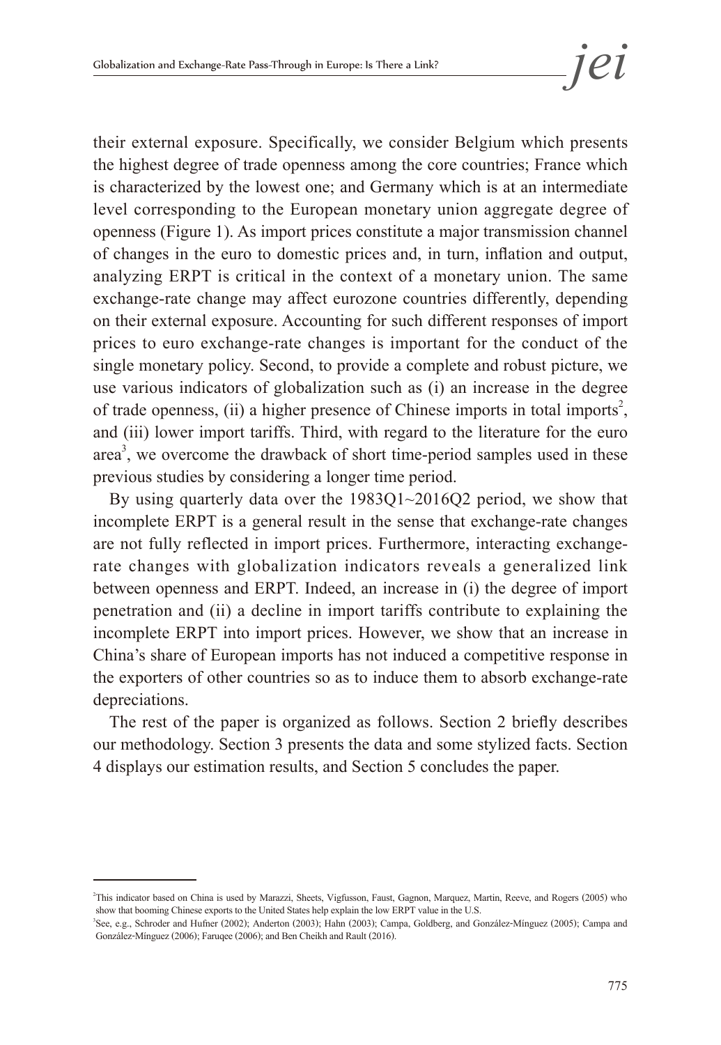their external exposure. Specifically, we consider Belgium which presents the highest degree of trade openness among the core countries; France which is characterized by the lowest one; and Germany which is at an intermediate level corresponding to the European monetary union aggregate degree of openness (Figure 1). As import prices constitute a major transmission channel of changes in the euro to domestic prices and, in turn, inflation and output, analyzing ERPT is critical in the context of a monetary union. The same exchange-rate change may affect eurozone countries differently, depending on their external exposure. Accounting for such different responses of import prices to euro exchange-rate changes is important for the conduct of the single monetary policy. Second, to provide a complete and robust picture, we use various indicators of globalization such as (i) an increase in the degree of trade openness, (ii) a higher presence of Chinese imports in total imports[2], and (iii) lower import tariffs. Third, with regard to the literature for the euro area[3], we overcome the drawback of short time-period samples used in these previous studies by considering a longer time period.

By using quarterly data over the 1983Q1~2016Q2 period, we show that incomplete ERPT is a general result in the sense that exchange-rate changes are not fully reflected in import prices. Furthermore, interacting exchange-rate changes with globalization indicators reveals a generalized link between openness and ERPT. Indeed, an increase in (i) the degree of import penetration and (ii) a decline in import tariffs contribute to explaining the incomplete ERPT into import prices. However, we show that an increase in China's share of European imports has not induced a competitive response in the exporters of other countries so as to induce them to absorb exchange-rate depreciations.

The rest of the paper is organized as follows. Section 2 briefly describes our methodology. Section 3 presents the data and some stylized facts. Section 4 displays our estimation results, and Section 5 concludes the paper.

---

[2]This indicator based on China is used by Marazzi, Sheets, Vigfusson, Faust, Gagnon, Marquez, Martin, Reeve, and Rogers (2005) who show that booming Chinese exports to the United States help explain the low ERPT value in the U.S.

[3]See, e.g., Schroder and Hufner (2002); Anderton (2003); Hahn (2003); Campa, Goldberg, and González-Mínguez (2005); Campa and González-Mínguez (2006); Faruqee (2006); and Ben Cheikh and Rault (2016).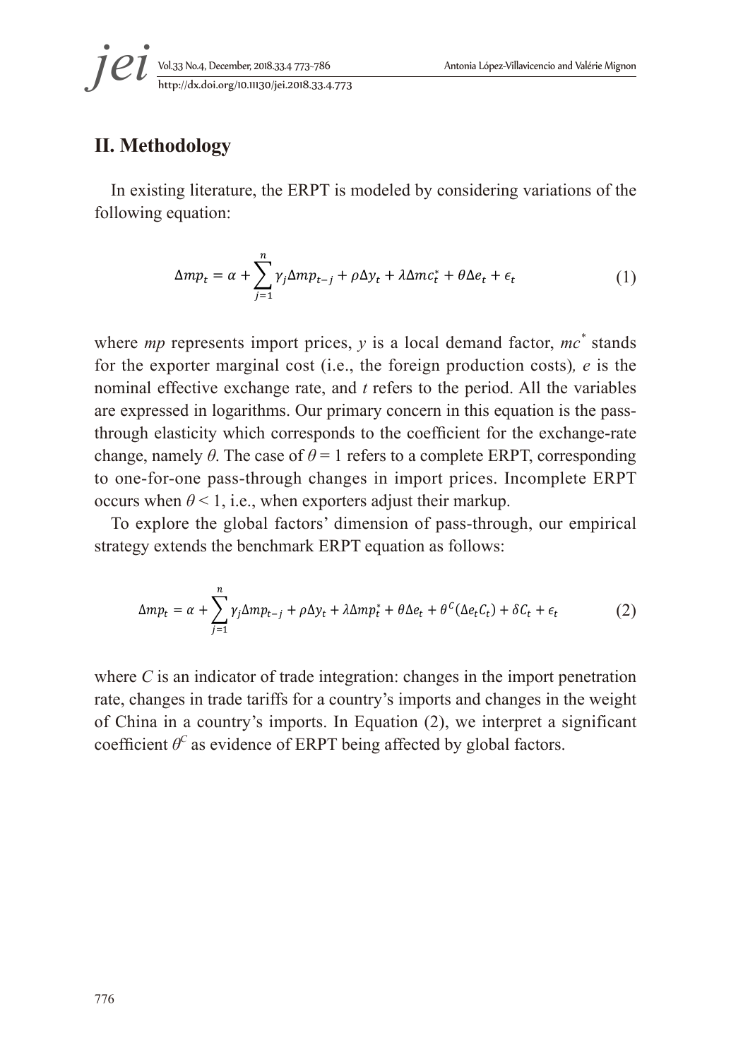## II. Methodology

In existing literature, the ERPT is modeled by considering variations of the following equation:

$$\Delta mp_t = \alpha + \sum_{j=1}^{n} \gamma_j \Delta mp_{t-j} + \rho \Delta y_t + \lambda \Delta mc_t^* + \theta \Delta e_t + \epsilon_t \tag{1}$$

where *mp* represents import prices, *y* is a local demand factor, $mc^*$ stands for the exporter marginal cost (i.e., the foreign production costs), *e* is the nominal effective exchange rate, and *t* refers to the period. All the variables are expressed in logarithms. Our primary concern in this equation is the pass-through elasticity which corresponds to the coefficient for the exchange-rate change, namely $\theta$. The case of $\theta = 1$ refers to a complete ERPT, corresponding to one-for-one pass-through changes in import prices. Incomplete ERPT occurs when $\theta < 1$, i.e., when exporters adjust their markup.

To explore the global factors' dimension of pass-through, our empirical strategy extends the benchmark ERPT equation as follows:

$$\Delta mp_t = \alpha + \sum_{j=1}^{n} \gamma_j \Delta mp_{t-j} + \rho \Delta y_t + \lambda \Delta mp_t^* + \theta \Delta e_t + \theta^C (\Delta e_t C_t) + \delta C_t + \epsilon_t \tag{2}$$

where *C* is an indicator of trade integration: changes in the import penetration rate, changes in trade tariffs for a country's imports and changes in the weight of China in a country's imports. In Equation (2), we interpret a significant coefficient $\theta^C$ as evidence of ERPT being affected by global factors.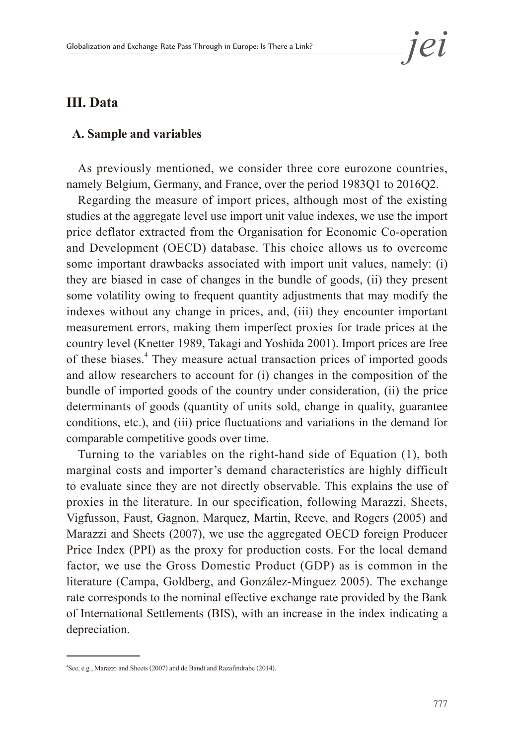## III. Data

### A. Sample and variables

As previously mentioned, we consider three core eurozone countries, namely Belgium, Germany, and France, over the period 1983Q1 to 2016Q2.

Regarding the measure of import prices, although most of the existing studies at the aggregate level use import unit value indexes, we use the import price deflator extracted from the Organisation for Economic Co-operation and Development (OECD) database. This choice allows us to overcome some important drawbacks associated with import unit values, namely: (i) they are biased in case of changes in the bundle of goods, (ii) they present some volatility owing to frequent quantity adjustments that may modify the indexes without any change in prices, and, (iii) they encounter important measurement errors, making them imperfect proxies for trade prices at the country level (Knetter 1989, Takagi and Yoshida 2001). Import prices are free of these biases.[4] They measure actual transaction prices of imported goods and allow researchers to account for (i) changes in the composition of the bundle of imported goods of the country under consideration, (ii) the price determinants of goods (quantity of units sold, change in quality, guarantee conditions, etc.), and (iii) price fluctuations and variations in the demand for comparable competitive goods over time.

Turning to the variables on the right-hand side of Equation (1), both marginal costs and importer's demand characteristics are highly difficult to evaluate since they are not directly observable. This explains the use of proxies in the literature. In our specification, following Marazzi, Sheets, Vigfusson, Faust, Gagnon, Marquez, Martin, Reeve, and Rogers (2005) and Marazzi and Sheets (2007), we use the aggregated OECD foreign Producer Price Index (PPI) as the proxy for production costs. For the local demand factor, we use the Gross Domestic Product (GDP) as is common in the literature (Campa, Goldberg, and González-Mínguez 2005). The exchange rate corresponds to the nominal effective exchange rate provided by the Bank of International Settlements (BIS), with an increase in the index indicating a depreciation.

[4] See, e.g., Marazzi and Sheets (2007) and de Bandt and Razafindrabe (2014).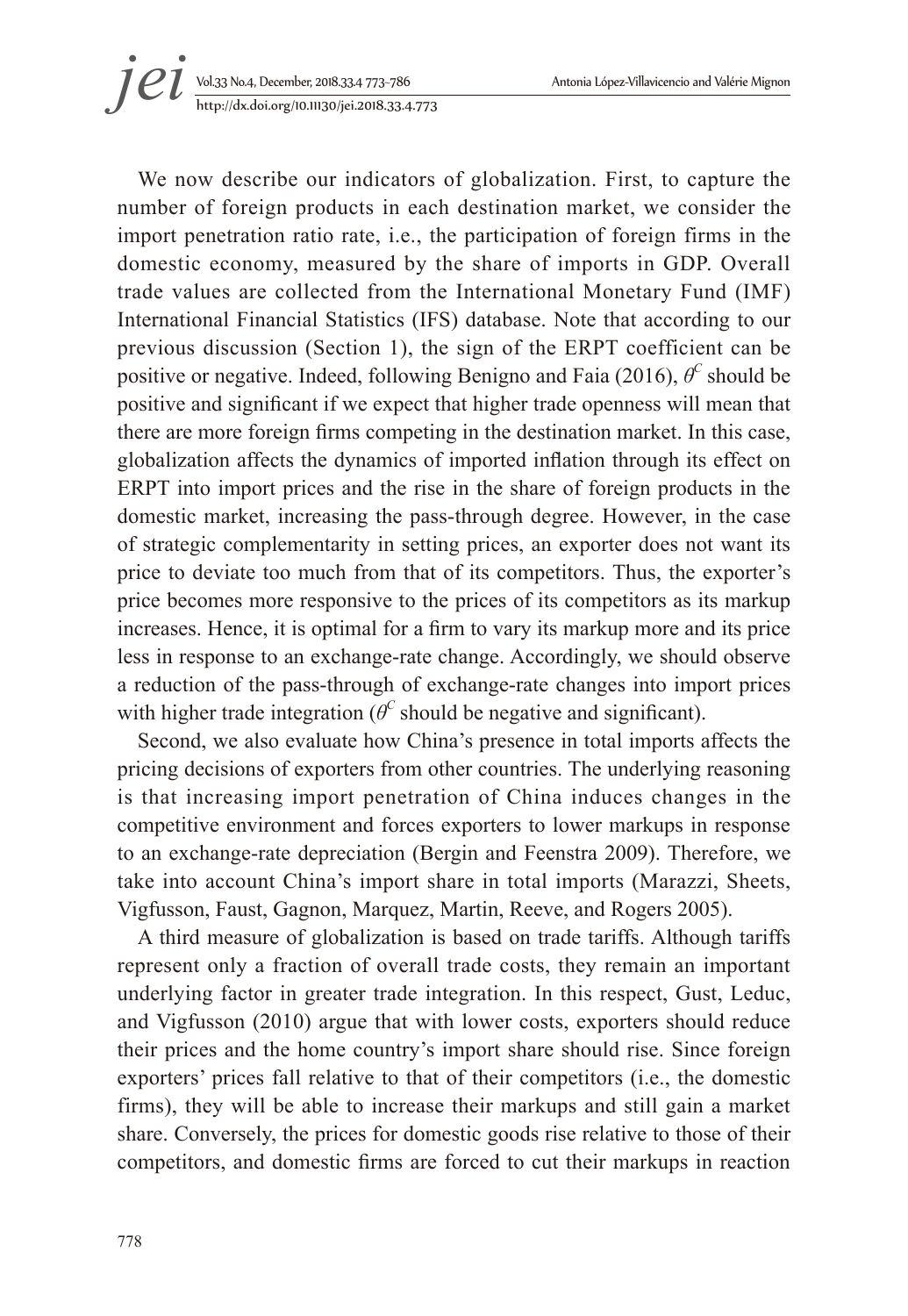We now describe our indicators of globalization. First, to capture the number of foreign products in each destination market, we consider the import penetration ratio rate, i.e., the participation of foreign firms in the domestic economy, measured by the share of imports in GDP. Overall trade values are collected from the International Monetary Fund (IMF) International Financial Statistics (IFS) database. Note that according to our previous discussion (Section 1), the sign of the ERPT coefficient can be positive or negative. Indeed, following Benigno and Faia (2016), $\theta^C$ should be positive and significant if we expect that higher trade openness will mean that there are more foreign firms competing in the destination market. In this case, globalization affects the dynamics of imported inflation through its effect on ERPT into import prices and the rise in the share of foreign products in the domestic market, increasing the pass-through degree. However, in the case of strategic complementarity in setting prices, an exporter does not want its price to deviate too much from that of its competitors. Thus, the exporter's price becomes more responsive to the prices of its competitors as its markup increases. Hence, it is optimal for a firm to vary its markup more and its price less in response to an exchange-rate change. Accordingly, we should observe a reduction of the pass-through of exchange-rate changes into import prices with higher trade integration ($\theta^C$ should be negative and significant).

Second, we also evaluate how China's presence in total imports affects the pricing decisions of exporters from other countries. The underlying reasoning is that increasing import penetration of China induces changes in the competitive environment and forces exporters to lower markups in response to an exchange-rate depreciation (Bergin and Feenstra 2009). Therefore, we take into account China's import share in total imports (Marazzi, Sheets, Vigfusson, Faust, Gagnon, Marquez, Martin, Reeve, and Rogers 2005).

A third measure of globalization is based on trade tariffs. Although tariffs represent only a fraction of overall trade costs, they remain an important underlying factor in greater trade integration. In this respect, Gust, Leduc, and Vigfusson (2010) argue that with lower costs, exporters should reduce their prices and the home country's import share should rise. Since foreign exporters' prices fall relative to that of their competitors (i.e., the domestic firms), they will be able to increase their markups and still gain a market share. Conversely, the prices for domestic goods rise relative to those of their competitors, and domestic firms are forced to cut their markups in reaction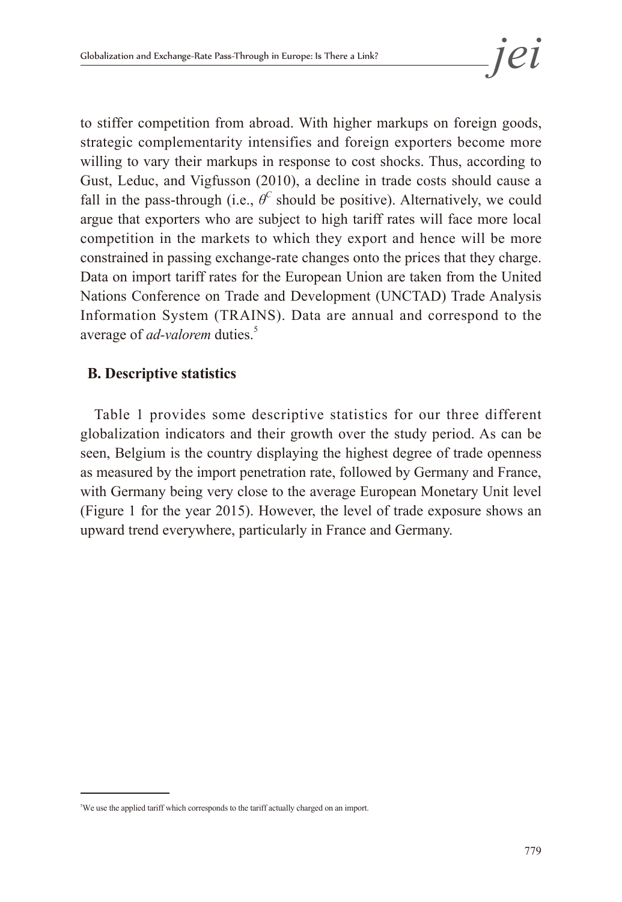to stiffer competition from abroad. With higher markups on foreign goods, strategic complementarity intensifies and foreign exporters become more willing to vary their markups in response to cost shocks. Thus, according to Gust, Leduc, and Vigfusson (2010), a decline in trade costs should cause a fall in the pass-through (i.e., $\theta^C$ should be positive). Alternatively, we could argue that exporters who are subject to high tariff rates will face more local competition in the markets to which they export and hence will be more constrained in passing exchange-rate changes onto the prices that they charge. Data on import tariff rates for the European Union are taken from the United Nations Conference on Trade and Development (UNCTAD) Trade Analysis Information System (TRAINS). Data are annual and correspond to the average of *ad-valorem* duties.[5]

### B. Descriptive statistics

Table 1 provides some descriptive statistics for our three different globalization indicators and their growth over the study period. As can be seen, Belgium is the country displaying the highest degree of trade openness as measured by the import penetration rate, followed by Germany and France, with Germany being very close to the average European Monetary Unit level (Figure 1 for the year 2015). However, the level of trade exposure shows an upward trend everywhere, particularly in France and Germany.

[5] We use the applied tariff which corresponds to the tariff actually charged on an import.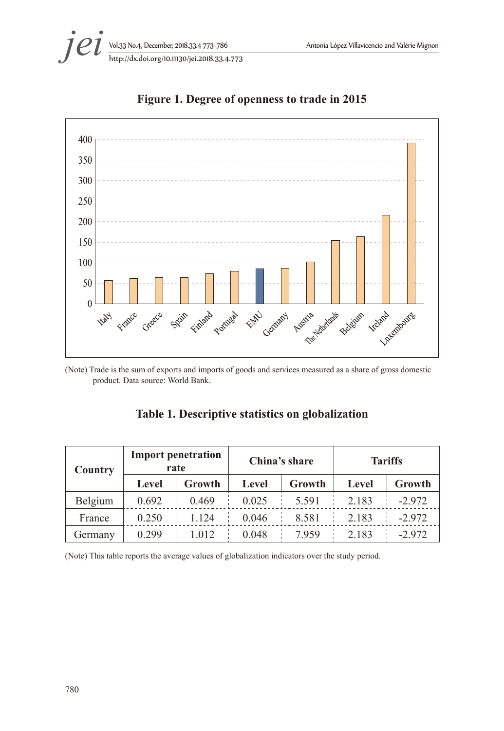**Figure 1. Degree of openness to trade in 2015**

(Note) Trade is the sum of exports and imports of goods and services measured as a share of gross domestic product. Data source: World Bank.

**Table 1. Descriptive statistics on globalization**

| Country | Import penetration rate | | China's share | | Tariffs | |
|---|---|---|---|---|---|---|
| | Level | Growth | Level | Growth | Level | Growth |
| Belgium | 0.692 | 0.469 | 0.025 | 5.591 | 2.183 | -2.972 |
| France | 0.250 | 1.124 | 0.046 | 8.581 | 2.183 | -2.972 |
| Germany | 0.299 | 1.012 | 0.048 | 7.959 | 2.183 | -2.972 |

(Note) This table reports the average values of globalization indicators over the study period.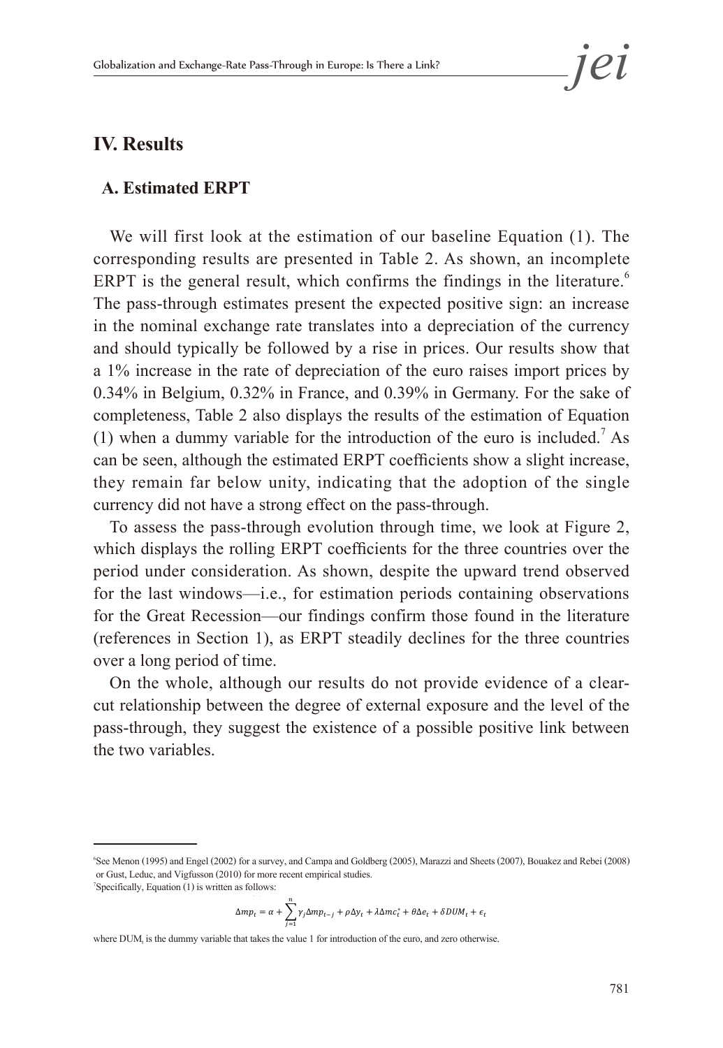## IV. Results

### A. Estimated ERPT

We will first look at the estimation of our baseline Equation (1). The corresponding results are presented in Table 2. As shown, an incomplete ERPT is the general result, which confirms the findings in the literature.[6] The pass-through estimates present the expected positive sign: an increase in the nominal exchange rate translates into a depreciation of the currency and should typically be followed by a rise in prices. Our results show that a 1% increase in the rate of depreciation of the euro raises import prices by 0.34% in Belgium, 0.32% in France, and 0.39% in Germany. For the sake of completeness, Table 2 also displays the results of the estimation of Equation (1) when a dummy variable for the introduction of the euro is included.[7] As can be seen, although the estimated ERPT coefficients show a slight increase, they remain far below unity, indicating that the adoption of the single currency did not have a strong effect on the pass-through.

To assess the pass-through evolution through time, we look at Figure 2, which displays the rolling ERPT coefficients for the three countries over the period under consideration. As shown, despite the upward trend observed for the last windows—i.e., for estimation periods containing observations for the Great Recession—our findings confirm those found in the literature (references in Section 1), as ERPT steadily declines for the three countries over a long period of time.

On the whole, although our results do not provide evidence of a clear-cut relationship between the degree of external exposure and the level of the pass-through, they suggest the existence of a possible positive link between the two variables.

---

[6] See Menon (1995) and Engel (2002) for a survey, and Campa and Goldberg (2005), Marazzi and Sheets (2007), Bouakez and Rebei (2008) or Gust, Leduc, and Vigfusson (2010) for more recent empirical studies.

[7] Specifically, Equation (1) is written as follows:

$$\Delta mp_t = \alpha + \sum_{j=1}^{n} \gamma_j \Delta mp_{t-j} + \rho \Delta y_t + \lambda \Delta mc_t^* + \theta \Delta e_t + \delta DUM_t + \epsilon_t$$

where $DUM_t$ is the dummy variable that takes the value 1 for introduction of the euro, and zero otherwise.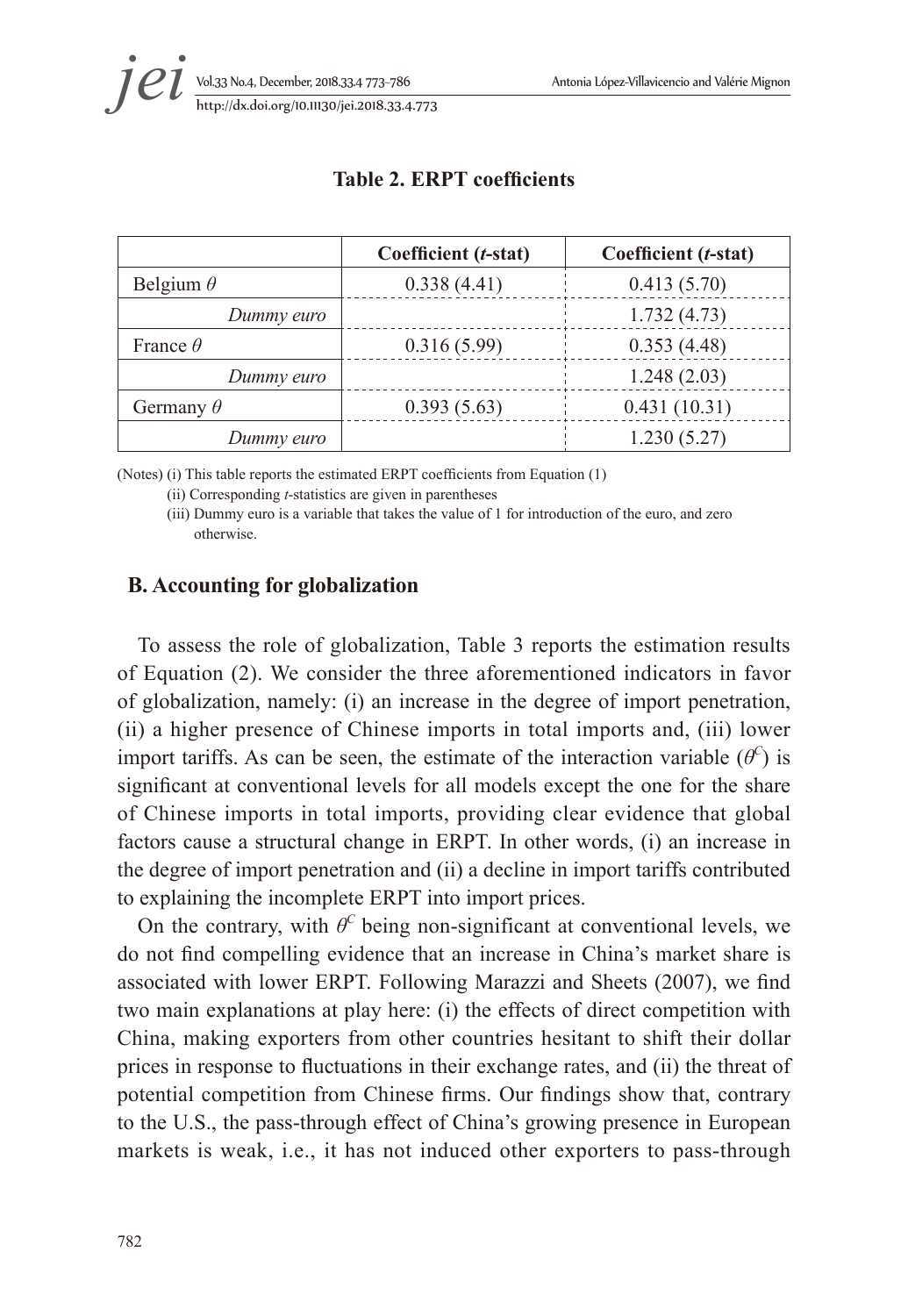**Table 2. ERPT coefficients**

| | Coefficient (*t*-stat) | Coefficient (*t*-stat) |
|---|---|---|
| Belgium $\theta$ | 0.338 (4.41) | 0.413 (5.70) |
| *Dummy euro* | | 1.732 (4.73) |
| France $\theta$ | 0.316 (5.99) | 0.353 (4.48) |
| *Dummy euro* | | 1.248 (2.03) |
| Germany $\theta$ | 0.393 (5.63) | 0.431 (10.31) |
| *Dummy euro* | | 1.230 (5.27) |

(Notes) (i) This table reports the estimated ERPT coefficients from Equation (1)

(ii) Corresponding *t*-statistics are given in parentheses

(iii) Dummy euro is a variable that takes the value of 1 for introduction of the euro, and zero otherwise.

### B. Accounting for globalization

To assess the role of globalization, Table 3 reports the estimation results of Equation (2). We consider the three aforementioned indicators in favor of globalization, namely: (i) an increase in the degree of import penetration, (ii) a higher presence of Chinese imports in total imports and, (iii) lower import tariffs. As can be seen, the estimate of the interaction variable ($\theta^C$) is significant at conventional levels for all models except the one for the share of Chinese imports in total imports, providing clear evidence that global factors cause a structural change in ERPT. In other words, (i) an increase in the degree of import penetration and (ii) a decline in import tariffs contributed to explaining the incomplete ERPT into import prices.

On the contrary, with $\theta^C$ being non-significant at conventional levels, we do not find compelling evidence that an increase in China's market share is associated with lower ERPT. Following Marazzi and Sheets (2007), we find two main explanations at play here: (i) the effects of direct competition with China, making exporters from other countries hesitant to shift their dollar prices in response to fluctuations in their exchange rates, and (ii) the threat of potential competition from Chinese firms. Our findings show that, contrary to the U.S., the pass-through effect of China's growing presence in European markets is weak, i.e., it has not induced other exporters to pass-through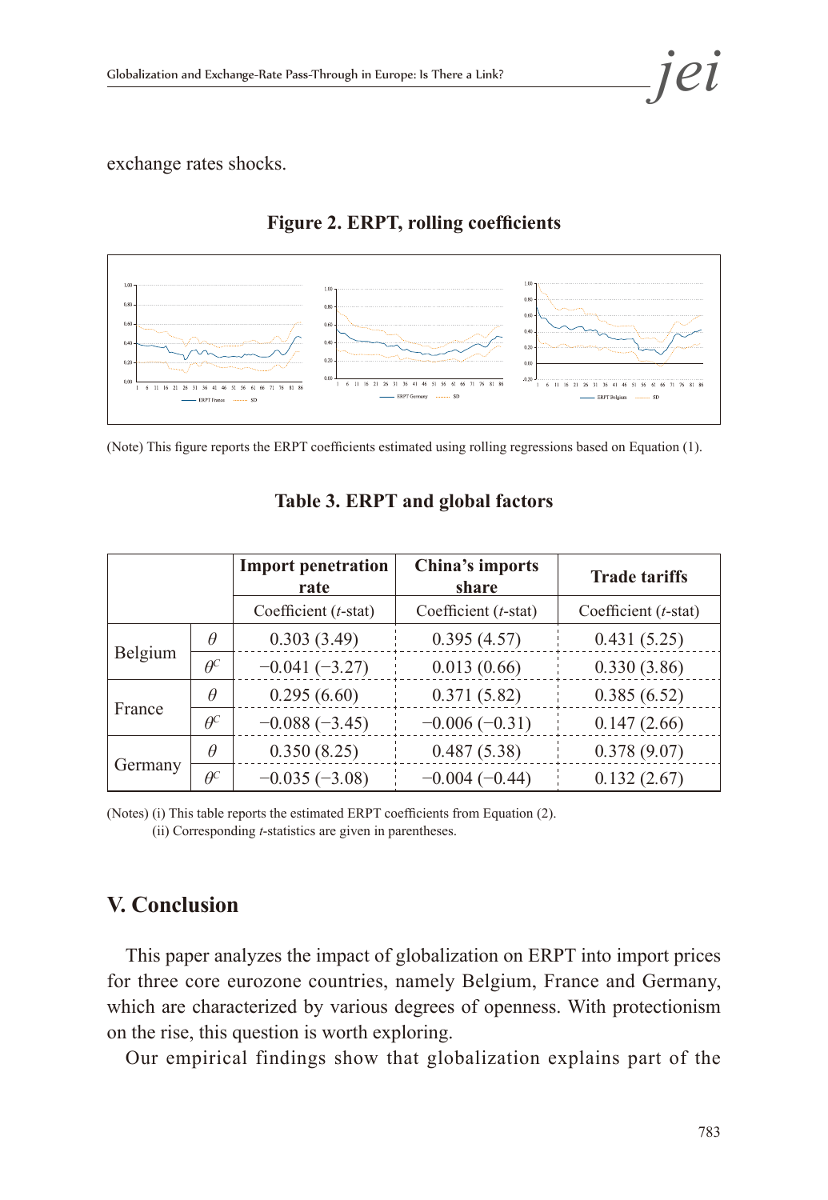exchange rates shocks.

**Figure 2. ERPT, rolling coefficients**

(Note) This figure reports the ERPT coefficients estimated using rolling regressions based on Equation (1).

**Table 3. ERPT and global factors**

| | | Import penetration rate | China's imports share | Trade tariffs |
|---|---|---|---|---|
| | | Coefficient (*t*-stat) | Coefficient (*t*-stat) | Coefficient (*t*-stat) |
| Belgium | $\theta$ | 0.303 (3.49) | 0.395 (4.57) | 0.431 (5.25) |
| | $\theta^C$ | −0.041 (−3.27) | 0.013 (0.66) | 0.330 (3.86) |
| France | $\theta$ | 0.295 (6.60) | 0.371 (5.82) | 0.385 (6.52) |
| | $\theta^C$ | −0.088 (−3.45) | −0.006 (−0.31) | 0.147 (2.66) |
| Germany | $\theta$ | 0.350 (8.25) | 0.487 (5.38) | 0.378 (9.07) |
| | $\theta^C$ | −0.035 (−3.08) | −0.004 (−0.44) | 0.132 (2.67) |

(Notes) (i) This table reports the estimated ERPT coefficients from Equation (2).
(ii) Corresponding *t*-statistics are given in parentheses.

## V. Conclusion

This paper analyzes the impact of globalization on ERPT into import prices for three core eurozone countries, namely Belgium, France and Germany, which are characterized by various degrees of openness. With protectionism on the rise, this question is worth exploring.

Our empirical findings show that globalization explains part of the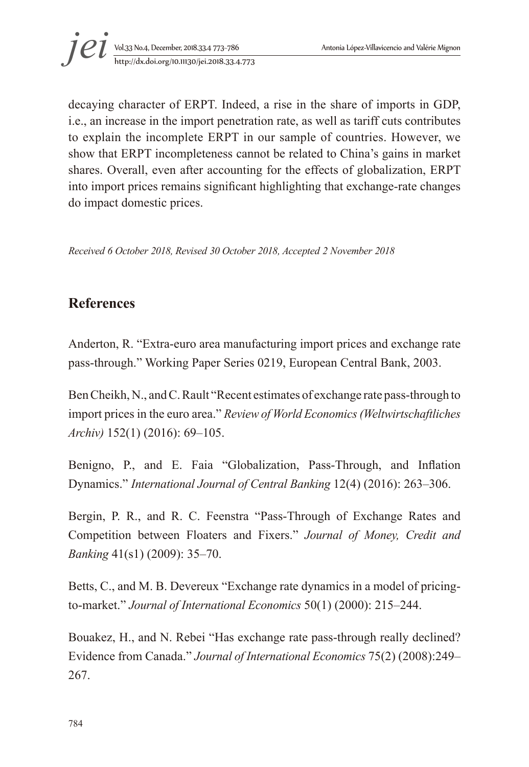decaying character of ERPT. Indeed, a rise in the share of imports in GDP, i.e., an increase in the import penetration rate, as well as tariff cuts contributes to explain the incomplete ERPT in our sample of countries. However, we show that ERPT incompleteness cannot be related to China's gains in market shares. Overall, even after accounting for the effects of globalization, ERPT into import prices remains significant highlighting that exchange-rate changes do impact domestic prices.

*Received 6 October 2018, Revised 30 October 2018, Accepted 2 November 2018*

## References

Anderton, R. "Extra-euro area manufacturing import prices and exchange rate pass-through." Working Paper Series 0219, European Central Bank, 2003.

Ben Cheikh, N., and C. Rault "Recent estimates of exchange rate pass-through to import prices in the euro area." *Review of World Economics (Weltwirtschaftliches Archiv)* 152(1) (2016): 69–105.

Benigno, P., and E. Faia "Globalization, Pass-Through, and Inflation Dynamics." *International Journal of Central Banking* 12(4) (2016): 263–306.

Bergin, P. R., and R. C. Feenstra "Pass-Through of Exchange Rates and Competition between Floaters and Fixers." *Journal of Money, Credit and Banking* 41(s1) (2009): 35–70.

Betts, C., and M. B. Devereux "Exchange rate dynamics in a model of pricing-to-market." *Journal of International Economics* 50(1) (2000): 215–244.

Bouakez, H., and N. Rebei "Has exchange rate pass-through really declined? Evidence from Canada." *Journal of International Economics* 75(2) (2008):249–267.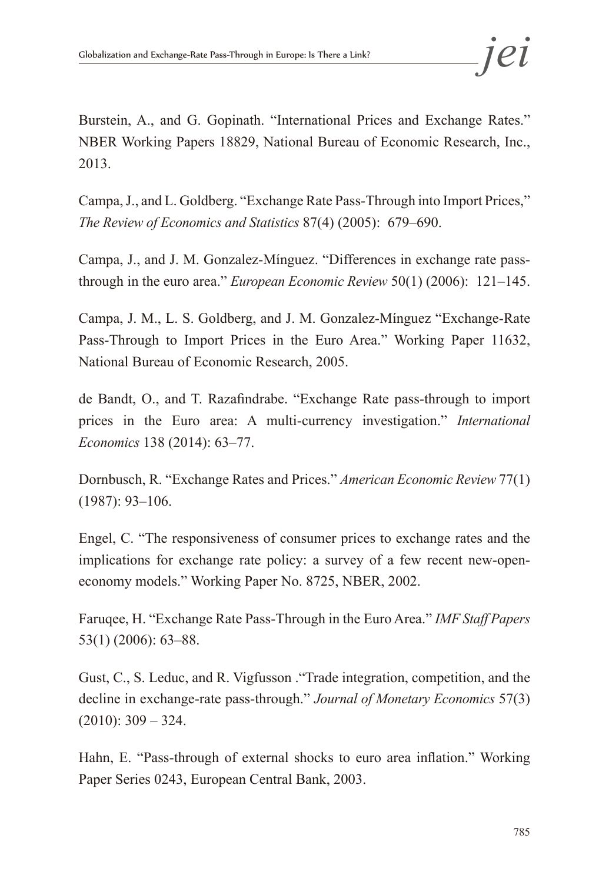Burstein, A., and G. Gopinath. “International Prices and Exchange Rates.” NBER Working Papers 18829, National Bureau of Economic Research, Inc., 2013.

Campa, J., and L. Goldberg. “Exchange Rate Pass-Through into Import Prices,” *The Review of Economics and Statistics* 87(4) (2005): 679–690.

Campa, J., and J. M. Gonzalez-Mínguez. “Differences in exchange rate pass-through in the euro area.” *European Economic Review* 50(1) (2006): 121–145.

Campa, J. M., L. S. Goldberg, and J. M. Gonzalez-Mínguez “Exchange-Rate Pass-Through to Import Prices in the Euro Area.” Working Paper 11632, National Bureau of Economic Research, 2005.

de Bandt, O., and T. Razafindrabe. “Exchange Rate pass-through to import prices in the Euro area: A multi-currency investigation.” *International Economics* 138 (2014): 63–77.

Dornbusch, R. “Exchange Rates and Prices.” *American Economic Review* 77(1) (1987): 93–106.

Engel, C. “The responsiveness of consumer prices to exchange rates and the implications for exchange rate policy: a survey of a few recent new-open-economy models.” Working Paper No. 8725, NBER, 2002.

Faruqee, H. “Exchange Rate Pass-Through in the Euro Area.” *IMF Staff Papers* 53(1) (2006): 63–88.

Gust, C., S. Leduc, and R. Vigfusson .“Trade integration, competition, and the decline in exchange-rate pass-through.” *Journal of Monetary Economics* 57(3) (2010): 309 – 324.

Hahn, E. “Pass-through of external shocks to euro area inflation.” Working Paper Series 0243, European Central Bank, 2003.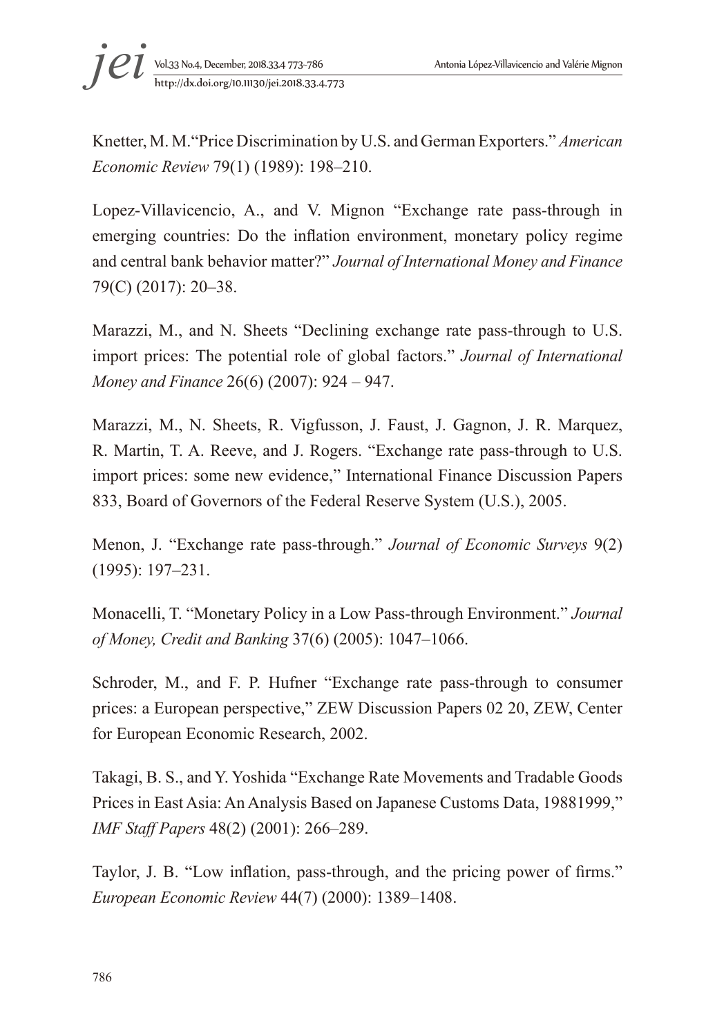Knetter, M. M.“Price Discrimination by U.S. and German Exporters.” *American Economic Review* 79(1) (1989): 198–210.

Lopez-Villavicencio, A., and V. Mignon “Exchange rate pass-through in emerging countries: Do the inflation environment, monetary policy regime and central bank behavior matter?” *Journal of International Money and Finance* 79(C) (2017): 20–38.

Marazzi, M., and N. Sheets “Declining exchange rate pass-through to U.S. import prices: The potential role of global factors.” *Journal of International Money and Finance* 26(6) (2007): 924 – 947.

Marazzi, M., N. Sheets, R. Vigfusson, J. Faust, J. Gagnon, J. R. Marquez, R. Martin, T. A. Reeve, and J. Rogers. “Exchange rate pass-through to U.S. import prices: some new evidence,” International Finance Discussion Papers 833, Board of Governors of the Federal Reserve System (U.S.), 2005.

Menon, J. “Exchange rate pass-through.” *Journal of Economic Surveys* 9(2) (1995): 197–231.

Monacelli, T. “Monetary Policy in a Low Pass-through Environment.” *Journal of Money, Credit and Banking* 37(6) (2005): 1047–1066.

Schroder, M., and F. P. Hufner “Exchange rate pass-through to consumer prices: a European perspective,” ZEW Discussion Papers 02 20, ZEW, Center for European Economic Research, 2002.

Takagi, B. S., and Y. Yoshida “Exchange Rate Movements and Tradable Goods Prices in East Asia: An Analysis Based on Japanese Customs Data, 19881999,” *IMF Staff Papers* 48(2) (2001): 266–289.

Taylor, J. B. “Low inflation, pass-through, and the pricing power of firms.” *European Economic Review* 44(7) (2000): 1389–1408.